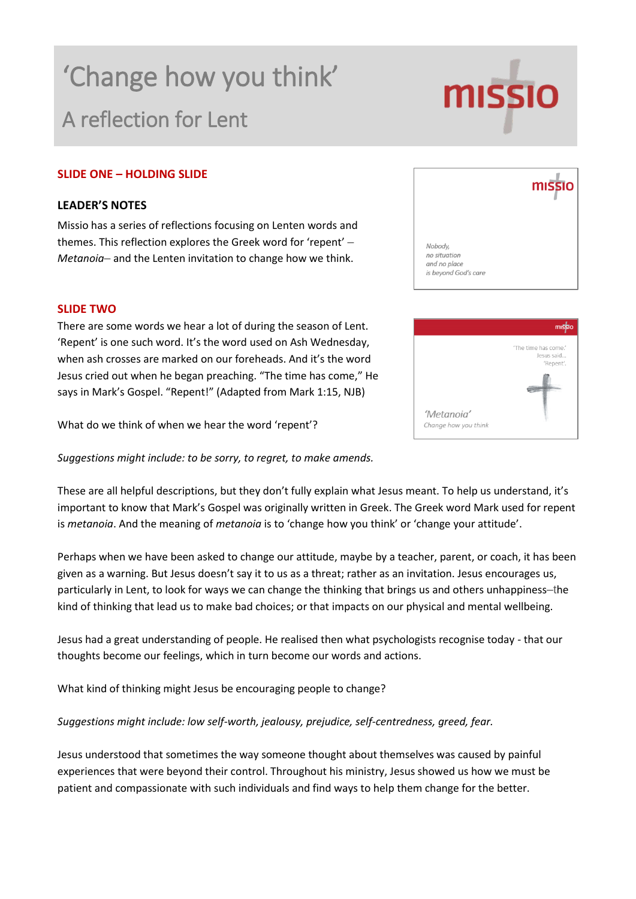# 'Change how you think'

## A reflection for Lent

### SLIDE ONE – HOLDING SLIDE

**LEADER'S NOTES**

Missio has a series of reflections focusing on Lenten words and themes. This reflection explores the Greek word for 'repent' – *Metanoia*– and the Lenten invitation to change how we think.

### SLIDE TWO

There are some words we hear a lot of during the season of Lent. 'Repent' is one such word. It's the word used on Ash Wednesday, when ash crosses are marked on our foreheads. And it's the word Jesus cried out when he began preaching. "The time has come," He says in Mark's Gospel. "Repent!" (Adapted from Mark 1:15, NJB)

What do we think of when we hear the word 'repent'?

*Suggestions might include: to be sorry, to regret, to make amends.*

These are all helpful descriptions, but they don't fully explain what Jesus meant. To help us understand, it's important to know that Mark's Gospel was originally written in Greek. The Greek word Mark used for repent is *metanoia*. And the meaning of *metanoia* is to 'change how you think' or 'change your attitude'.

Perhaps when we have been asked to change our attitude, maybe by a teacher, parent, or coach, it has been given as a warning. But Jesus doesn't say it to us as a threat; rather as an invitation. Jesus encourages us, particularly in Lent, to look for ways we can change the thinking that brings us and others unhappiness–the kind of thinking that lead us to make bad choices; or that impacts on our physical and mental wellbeing.

Jesus had a great understanding of people. He realised then what psychologists recognise today - that our thoughts become our feelings, which in turn become our words and actions.

What kind of thinking might Jesus be encouraging people to change?

*Suggestions might include: low self-worth, jealousy, prejudice, self-centredness, greed, fear.*

Jesus understood that sometimes the way someone thought about themselves was caused by painful experiences that were beyond their control. Throughout his ministry, Jesus showed us how we must be patient and compassionate with such individuals and find ways to help them change for the better.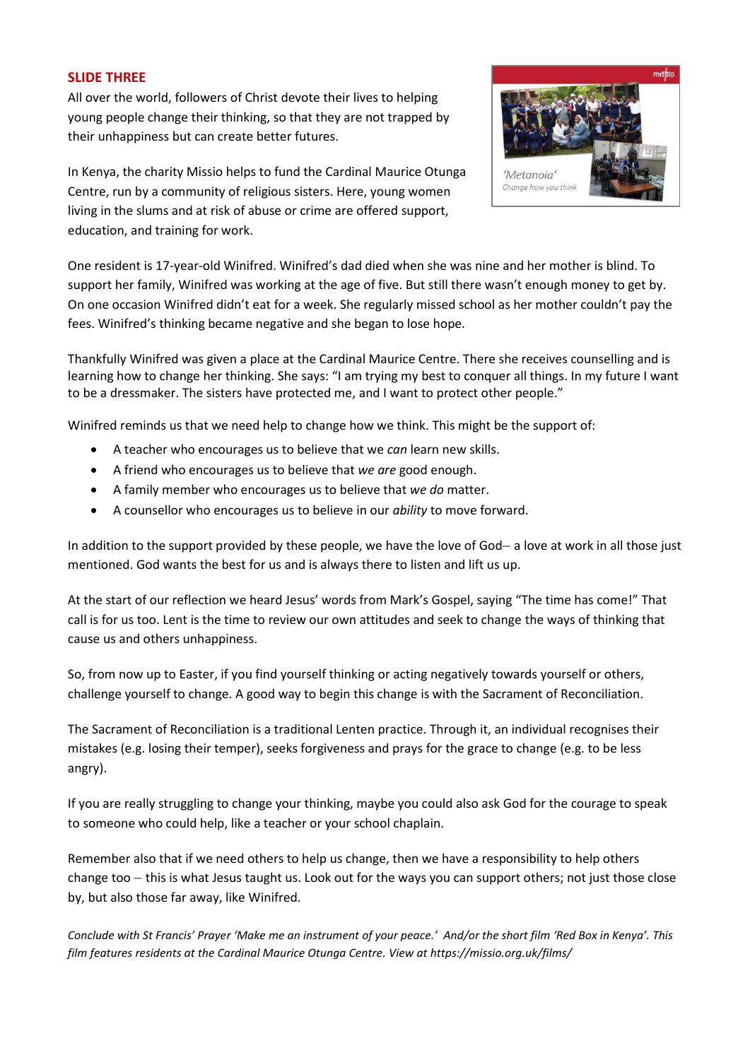## SLIDE THREE

All over the world, followers of Christ devote their lives to helping young people change their thinking, so that they are not trapped by their unhappiness but can create better futures.

In Kenya, the charity Missio helps to fund the Cardinal Maurice Otunga Centre, run by a community of religious sisters. Here, young women living in the slums and at risk of abuse or crime are offered support, education, and training for work.

One resident is 17-year-old Winifred. Winifred's dad died when she was nine and her mother is blind. To support her family, Winifred was working at the age of five. But still there wasn't enough money to get by. On one occasion Winifred didn't eat for a week. She regularly missed school as her mother couldn't pay the fees. Winifred's thinking became negative and she began to lose hope.

Thankfully Winifred was given a place at the Cardinal Maurice Centre. There she receives counselling and is learning how to change her thinking. She says: "I am trying my best to conquer all things. In my future I want to be a dressmaker. The sisters have protected me, and I want to protect other people."

Winifred reminds us that we need help to change how we think. This might be the support of:

- A teacher who encourages us to believe that we *can* learn new skills.
- A friend who encourages us to believe that *we are* good enough.
- A family member who encourages us to believe that *we do* matter.
- A counsellor who encourages us to believe in our *ability* to move forward.

In addition to the support provided by these people, we have the love of God– a love at work in all those just mentioned. God wants the best for us and is always there to listen and lift us up.

At the start of our reflection we heard Jesus' words from Mark's Gospel, saying "The time has come!" That call is for us too. Lent is the time to review our own attitudes and seek to change the ways of thinking that cause us and others unhappiness.

So, from now up to Easter, if you find yourself thinking or acting negatively towards yourself or others, challenge yourself to change. A good way to begin this change is with the Sacrament of Reconciliation.

The Sacrament of Reconciliation is a traditional Lenten practice. Through it, an individual recognises their mistakes (e.g. losing their temper), seeks forgiveness and prays for the grace to change (e.g. to be less angry).

If you are really struggling to change your thinking, maybe you could also ask God for the courage to speak to someone who could help, like a teacher or your school chaplain.

Remember also that if we need others to help us change, then we have a responsibility to help others change too – this is what Jesus taught us. Look out for the ways you can support others; not just those close by, but also those far away, like Winifred.

*Conclude with St Francis' Prayer 'Make me an instrument of your peace.' And/or the short film 'Red Box in Kenya'. This film features residents at the Cardinal Maurice Otunga Centre. View at https://missio.org.uk/films/*